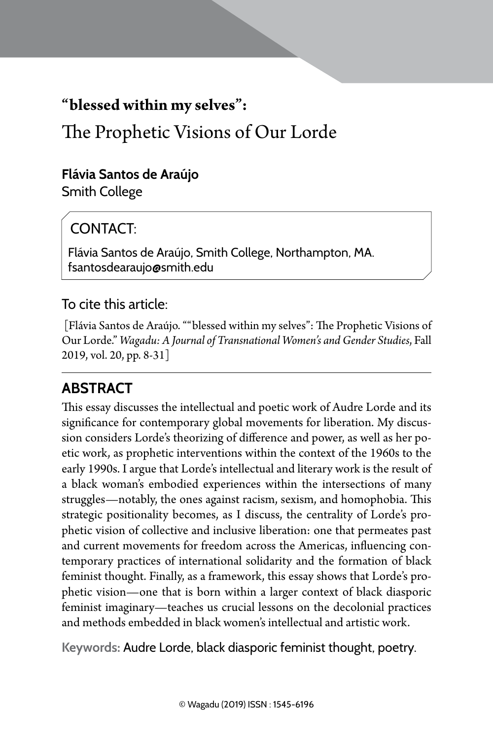# "blessed within my selves":

# The Prophetic Visions of Our Lorde

**Flávia Santos de Araújo**
Smith College

CONTACT:

Flávia Santos de Araújo, Smith College, Northampton, MA.
fsantosdearaujo@smith.edu

To cite this article:

[Flávia Santos de Araújo. ""blessed within my selves": The Prophetic Visions of Our Lorde." *Wagadu: A Journal of Transnational Women's and Gender Studies*, Fall 2019, vol. 20, pp. 8-31]

## ABSTRACT

This essay discusses the intellectual and poetic work of Audre Lorde and its significance for contemporary global movements for liberation. My discussion considers Lorde's theorizing of difference and power, as well as her poetic work, as prophetic interventions within the context of the 1960s to the early 1990s. I argue that Lorde's intellectual and literary work is the result of a black woman's embodied experiences within the intersections of many struggles—notably, the ones against racism, sexism, and homophobia. This strategic positionality becomes, as I discuss, the centrality of Lorde's prophetic vision of collective and inclusive liberation: one that permeates past and current movements for freedom across the Americas, influencing contemporary practices of international solidarity and the formation of black feminist thought. Finally, as a framework, this essay shows that Lorde's prophetic vision—one that is born within a larger context of black diasporic feminist imaginary—teaches us crucial lessons on the decolonial practices and methods embedded in black women's intellectual and artistic work.

**Keywords:** Audre Lorde, black diasporic feminist thought, poetry.

© Wagadu (2019) ISSN : 1545-6196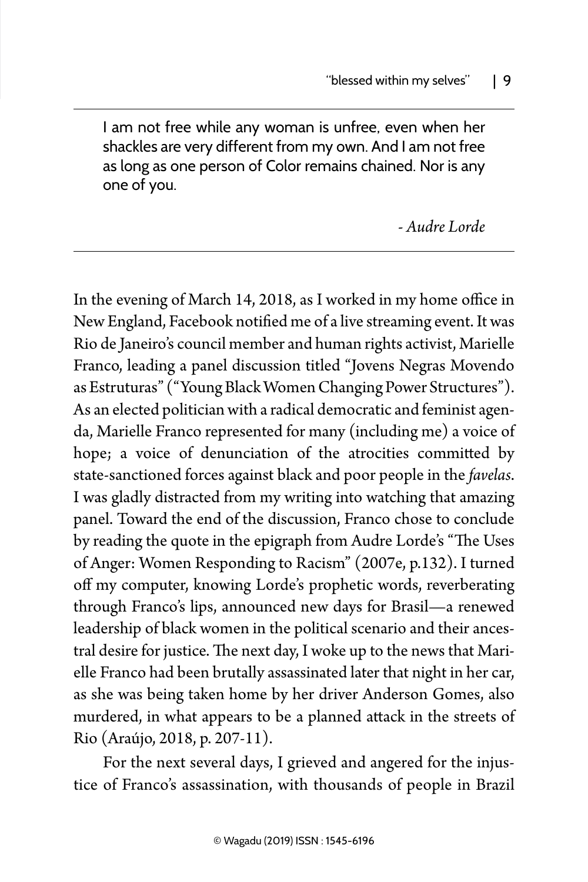> I am not free while any woman is unfree, even when her shackles are very different from my own. And I am not free as long as one person of Color remains chained. Nor is any one of you.
>
> *- Audre Lorde*

In the evening of March 14, 2018, as I worked in my home office in New England, Facebook notified me of a live streaming event. It was Rio de Janeiro's council member and human rights activist, Marielle Franco, leading a panel discussion titled "Jovens Negras Movendo as Estruturas" ("Young Black Women Changing Power Structures"). As an elected politician with a radical democratic and feminist agenda, Marielle Franco represented for many (including me) a voice of hope; a voice of denunciation of the atrocities committed by state-sanctioned forces against black and poor people in the *favelas*. I was gladly distracted from my writing into watching that amazing panel. Toward the end of the discussion, Franco chose to conclude by reading the quote in the epigraph from Audre Lorde's "The Uses of Anger: Women Responding to Racism" (2007e, p.132). I turned off my computer, knowing Lorde's prophetic words, reverberating through Franco's lips, announced new days for Brasil—a renewed leadership of black women in the political scenario and their ancestral desire for justice. The next day, I woke up to the news that Marielle Franco had been brutally assassinated later that night in her car, as she was being taken home by her driver Anderson Gomes, also murdered, in what appears to be a planned attack in the streets of Rio (Araújo, 2018, p. 207-11).

For the next several days, I grieved and angered for the injustice of Franco's assassination, with thousands of people in Brazil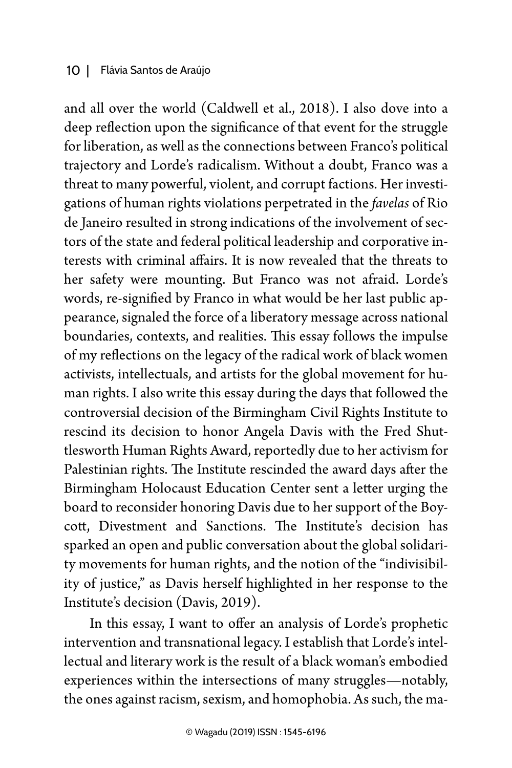and all over the world (Caldwell et al., 2018). I also dove into a deep reflection upon the significance of that event for the struggle for liberation, as well as the connections between Franco's political trajectory and Lorde's radicalism. Without a doubt, Franco was a threat to many powerful, violent, and corrupt factions. Her investigations of human rights violations perpetrated in the *favelas* of Rio de Janeiro resulted in strong indications of the involvement of sectors of the state and federal political leadership and corporative interests with criminal affairs. It is now revealed that the threats to her safety were mounting. But Franco was not afraid. Lorde's words, re-signified by Franco in what would be her last public appearance, signaled the force of a liberatory message across national boundaries, contexts, and realities. This essay follows the impulse of my reflections on the legacy of the radical work of black women activists, intellectuals, and artists for the global movement for human rights. I also write this essay during the days that followed the controversial decision of the Birmingham Civil Rights Institute to rescind its decision to honor Angela Davis with the Fred Shuttlesworth Human Rights Award, reportedly due to her activism for Palestinian rights. The Institute rescinded the award days after the Birmingham Holocaust Education Center sent a letter urging the board to reconsider honoring Davis due to her support of the Boycott, Divestment and Sanctions. The Institute's decision has sparked an open and public conversation about the global solidarity movements for human rights, and the notion of the "indivisibility of justice," as Davis herself highlighted in her response to the Institute's decision (Davis, 2019).

In this essay, I want to offer an analysis of Lorde's prophetic intervention and transnational legacy. I establish that Lorde's intellectual and literary work is the result of a black woman's embodied experiences within the intersections of many struggles—notably, the ones against racism, sexism, and homophobia. As such, the ma-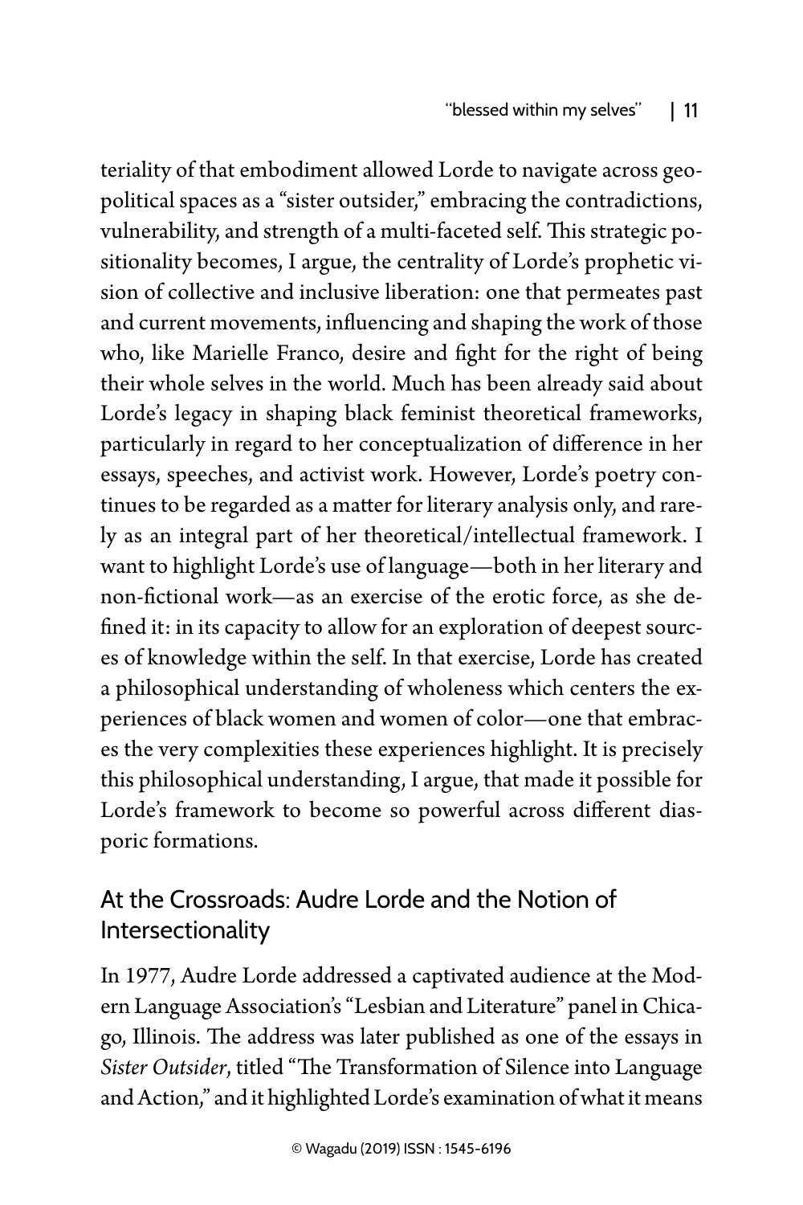teriality of that embodiment allowed Lorde to navigate across geopolitical spaces as a "sister outsider," embracing the contradictions, vulnerability, and strength of a multi-faceted self. This strategic positionality becomes, I argue, the centrality of Lorde's prophetic vision of collective and inclusive liberation: one that permeates past and current movements, influencing and shaping the work of those who, like Marielle Franco, desire and fight for the right of being their whole selves in the world. Much has been already said about Lorde's legacy in shaping black feminist theoretical frameworks, particularly in regard to her conceptualization of difference in her essays, speeches, and activist work. However, Lorde's poetry continues to be regarded as a matter for literary analysis only, and rarely as an integral part of her theoretical/intellectual framework. I want to highlight Lorde's use of language—both in her literary and non-fictional work—as an exercise of the erotic force, as she defined it: in its capacity to allow for an exploration of deepest sources of knowledge within the self. In that exercise, Lorde has created a philosophical understanding of wholeness which centers the experiences of black women and women of color—one that embraces the very complexities these experiences highlight. It is precisely this philosophical understanding, I argue, that made it possible for Lorde's framework to become so powerful across different diasporic formations.

## At the Crossroads: Audre Lorde and the Notion of Intersectionality

In 1977, Audre Lorde addressed a captivated audience at the Modern Language Association's "Lesbian and Literature" panel in Chicago, Illinois. The address was later published as one of the essays in *Sister Outsider*, titled "The Transformation of Silence into Language and Action," and it highlighted Lorde's examination of what it means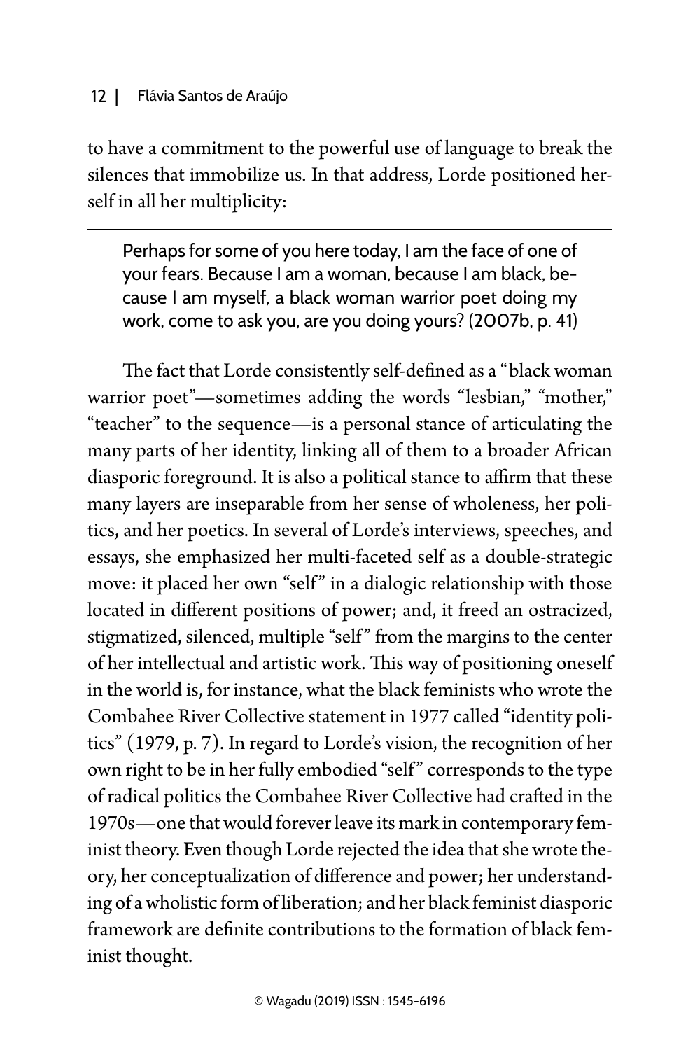to have a commitment to the powerful use of language to break the silences that immobilize us. In that address, Lorde positioned herself in all her multiplicity:

> Perhaps for some of you here today, I am the face of one of your fears. Because I am a woman, because I am black, because I am myself, a black woman warrior poet doing my work, come to ask you, are you doing yours? (2007b, p. 41)

The fact that Lorde consistently self-defined as a "black woman warrior poet"—sometimes adding the words "lesbian," "mother," "teacher" to the sequence—is a personal stance of articulating the many parts of her identity, linking all of them to a broader African diasporic foreground. It is also a political stance to affirm that these many layers are inseparable from her sense of wholeness, her politics, and her poetics. In several of Lorde's interviews, speeches, and essays, she emphasized her multi-faceted self as a double-strategic move: it placed her own "self" in a dialogic relationship with those located in different positions of power; and, it freed an ostracized, stigmatized, silenced, multiple "self" from the margins to the center of her intellectual and artistic work. This way of positioning oneself in the world is, for instance, what the black feminists who wrote the Combahee River Collective statement in 1977 called "identity politics" (1979, p. 7). In regard to Lorde's vision, the recognition of her own right to be in her fully embodied "self" corresponds to the type of radical politics the Combahee River Collective had crafted in the 1970s—one that would forever leave its mark in contemporary feminist theory. Even though Lorde rejected the idea that she wrote theory, her conceptualization of difference and power; her understanding of a wholistic form of liberation; and her black feminist diasporic framework are definite contributions to the formation of black feminist thought.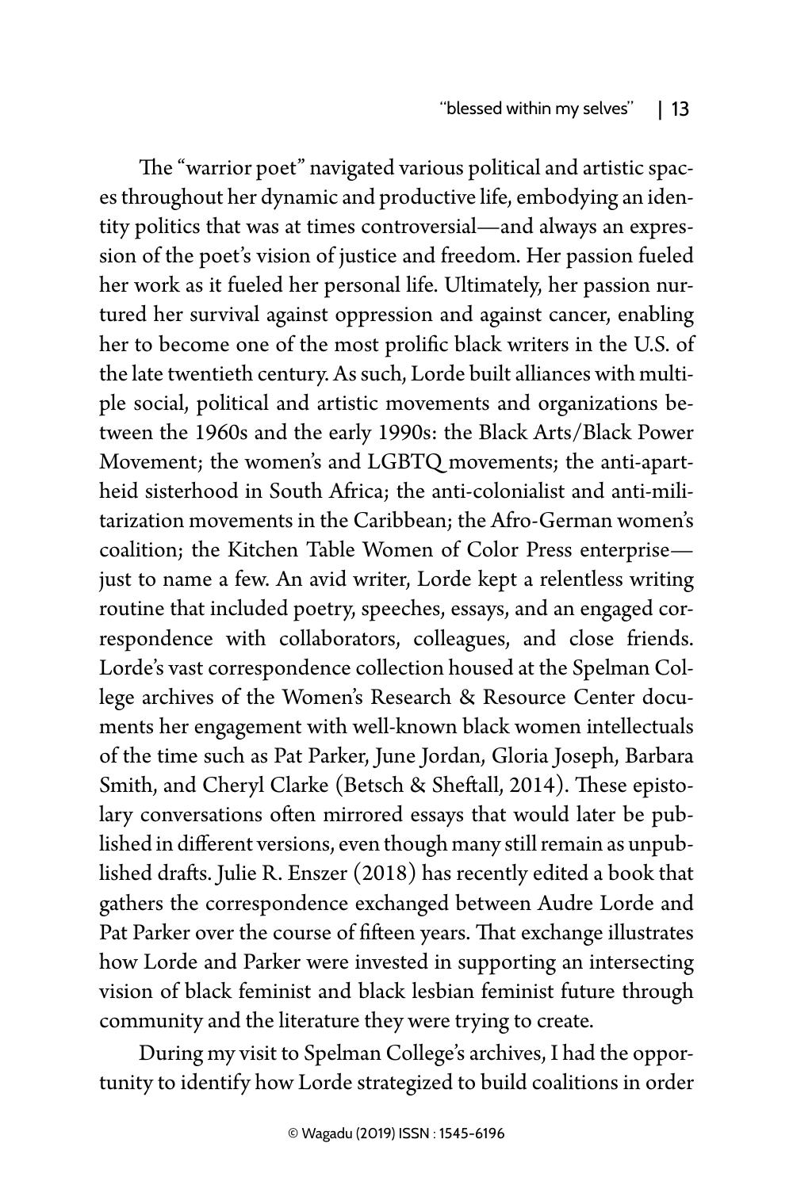The "warrior poet" navigated various political and artistic spaces throughout her dynamic and productive life, embodying an identity politics that was at times controversial—and always an expression of the poet's vision of justice and freedom. Her passion fueled her work as it fueled her personal life. Ultimately, her passion nurtured her survival against oppression and against cancer, enabling her to become one of the most prolific black writers in the U.S. of the late twentieth century. As such, Lorde built alliances with multiple social, political and artistic movements and organizations between the 1960s and the early 1990s: the Black Arts/Black Power Movement; the women's and LGBTQ movements; the anti-apartheid sisterhood in South Africa; the anti-colonialist and anti-militarization movements in the Caribbean; the Afro-German women's coalition; the Kitchen Table Women of Color Press enterprise—just to name a few. An avid writer, Lorde kept a relentless writing routine that included poetry, speeches, essays, and an engaged correspondence with collaborators, colleagues, and close friends. Lorde's vast correspondence collection housed at the Spelman College archives of the Women's Research & Resource Center documents her engagement with well-known black women intellectuals of the time such as Pat Parker, June Jordan, Gloria Joseph, Barbara Smith, and Cheryl Clarke (Betsch & Sheftall, 2014). These epistolary conversations often mirrored essays that would later be published in different versions, even though many still remain as unpublished drafts. Julie R. Enszer (2018) has recently edited a book that gathers the correspondence exchanged between Audre Lorde and Pat Parker over the course of fifteen years. That exchange illustrates how Lorde and Parker were invested in supporting an intersecting vision of black feminist and black lesbian feminist future through community and the literature they were trying to create.

During my visit to Spelman College's archives, I had the opportunity to identify how Lorde strategized to build coalitions in order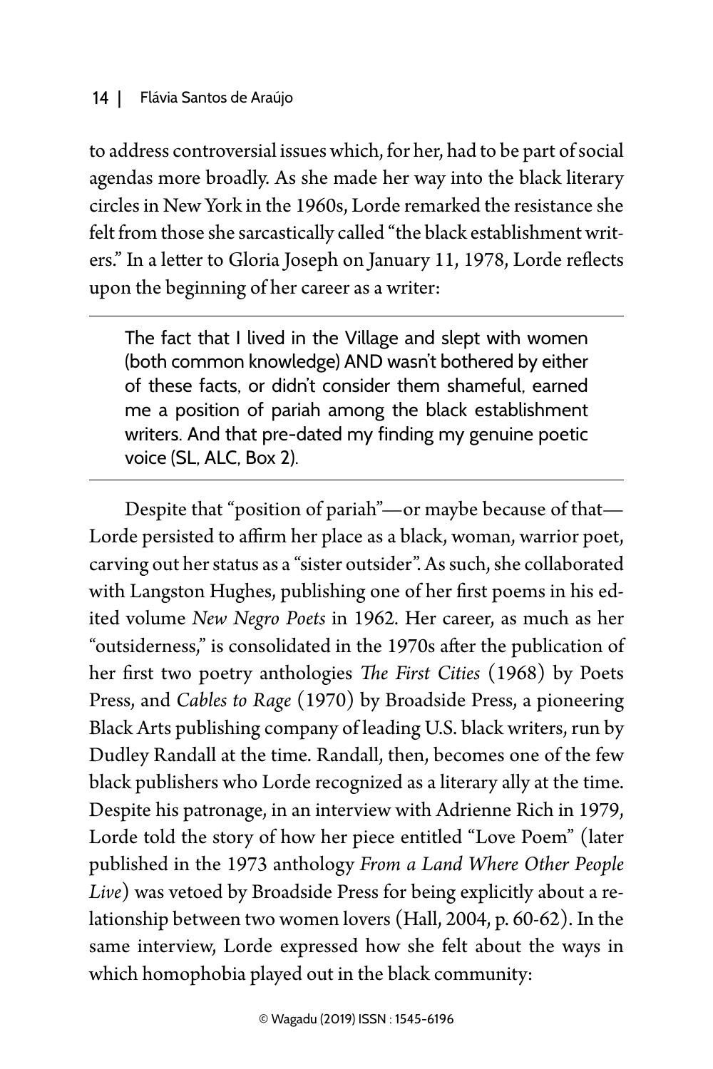to address controversial issues which, for her, had to be part of social agendas more broadly. As she made her way into the black literary circles in New York in the 1960s, Lorde remarked the resistance she felt from those she sarcastically called "the black establishment writers." In a letter to Gloria Joseph on January 11, 1978, Lorde reflects upon the beginning of her career as a writer:

> The fact that I lived in the Village and slept with women (both common knowledge) AND wasn't bothered by either of these facts, or didn't consider them shameful, earned me a position of pariah among the black establishment writers. And that pre-dated my finding my genuine poetic voice (SL, ALC, Box 2).

Despite that "position of pariah"—or maybe because of that—Lorde persisted to affirm her place as a black, woman, warrior poet, carving out her status as a "sister outsider". As such, she collaborated with Langston Hughes, publishing one of her first poems in his edited volume *New Negro Poets* in 1962. Her career, as much as her "outsiderness," is consolidated in the 1970s after the publication of her first two poetry anthologies *The First Cities* (1968) by Poets Press, and *Cables to Rage* (1970) by Broadside Press, a pioneering Black Arts publishing company of leading U.S. black writers, run by Dudley Randall at the time. Randall, then, becomes one of the few black publishers who Lorde recognized as a literary ally at the time. Despite his patronage, in an interview with Adrienne Rich in 1979, Lorde told the story of how her piece entitled "Love Poem" (later published in the 1973 anthology *From a Land Where Other People Live*) was vetoed by Broadside Press for being explicitly about a relationship between two women lovers (Hall, 2004, p. 60-62). In the same interview, Lorde expressed how she felt about the ways in which homophobia played out in the black community: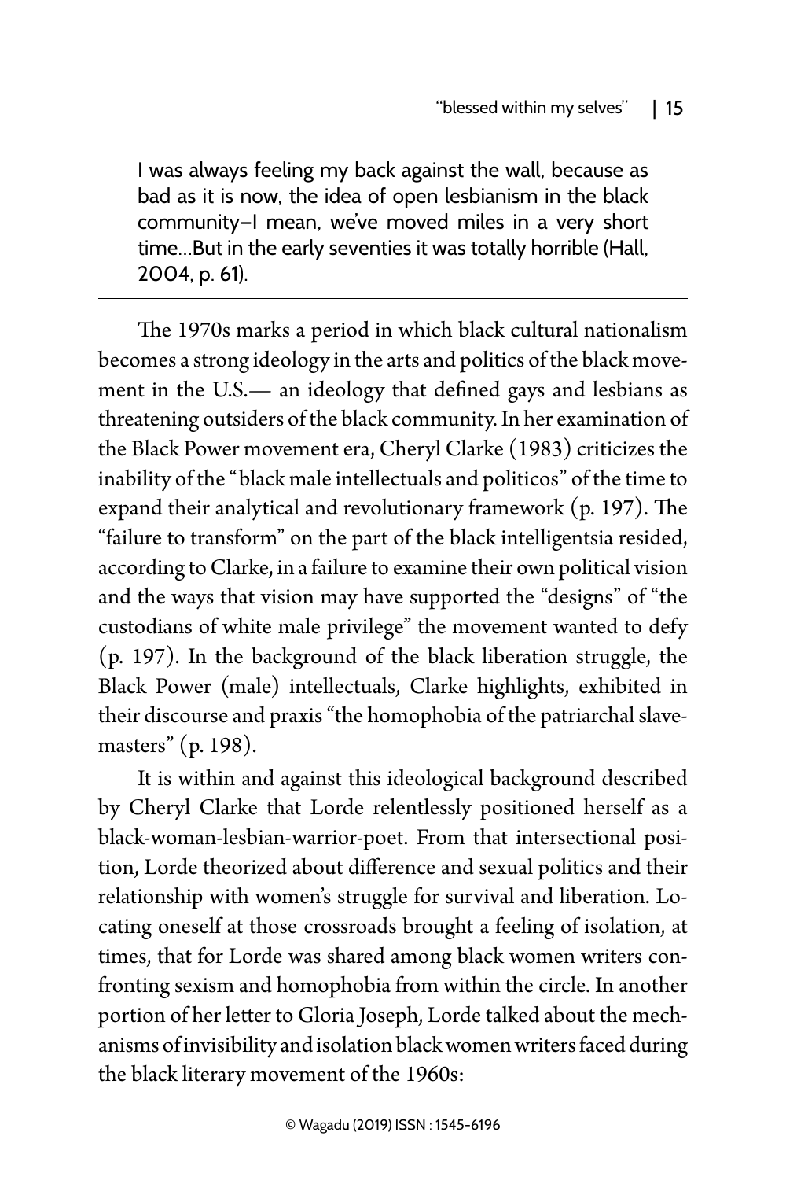> I was always feeling my back against the wall, because as bad as it is now, the idea of open lesbianism in the black community–I mean, we've moved miles in a very short time...But in the early seventies it was totally horrible (Hall, 2004, p. 61).

The 1970s marks a period in which black cultural nationalism becomes a strong ideology in the arts and politics of the black movement in the U.S.— an ideology that defined gays and lesbians as threatening outsiders of the black community. In her examination of the Black Power movement era, Cheryl Clarke (1983) criticizes the inability of the "black male intellectuals and politicos" of the time to expand their analytical and revolutionary framework (p. 197). The "failure to transform" on the part of the black intelligentsia resided, according to Clarke, in a failure to examine their own political vision and the ways that vision may have supported the "designs" of "the custodians of white male privilege" the movement wanted to defy (p. 197). In the background of the black liberation struggle, the Black Power (male) intellectuals, Clarke highlights, exhibited in their discourse and praxis "the homophobia of the patriarchal slave-masters" (p. 198).

It is within and against this ideological background described by Cheryl Clarke that Lorde relentlessly positioned herself as a black-woman-lesbian-warrior-poet. From that intersectional position, Lorde theorized about difference and sexual politics and their relationship with women's struggle for survival and liberation. Locating oneself at those crossroads brought a feeling of isolation, at times, that for Lorde was shared among black women writers confronting sexism and homophobia from within the circle. In another portion of her letter to Gloria Joseph, Lorde talked about the mechanisms of invisibility and isolation black women writers faced during the black literary movement of the 1960s: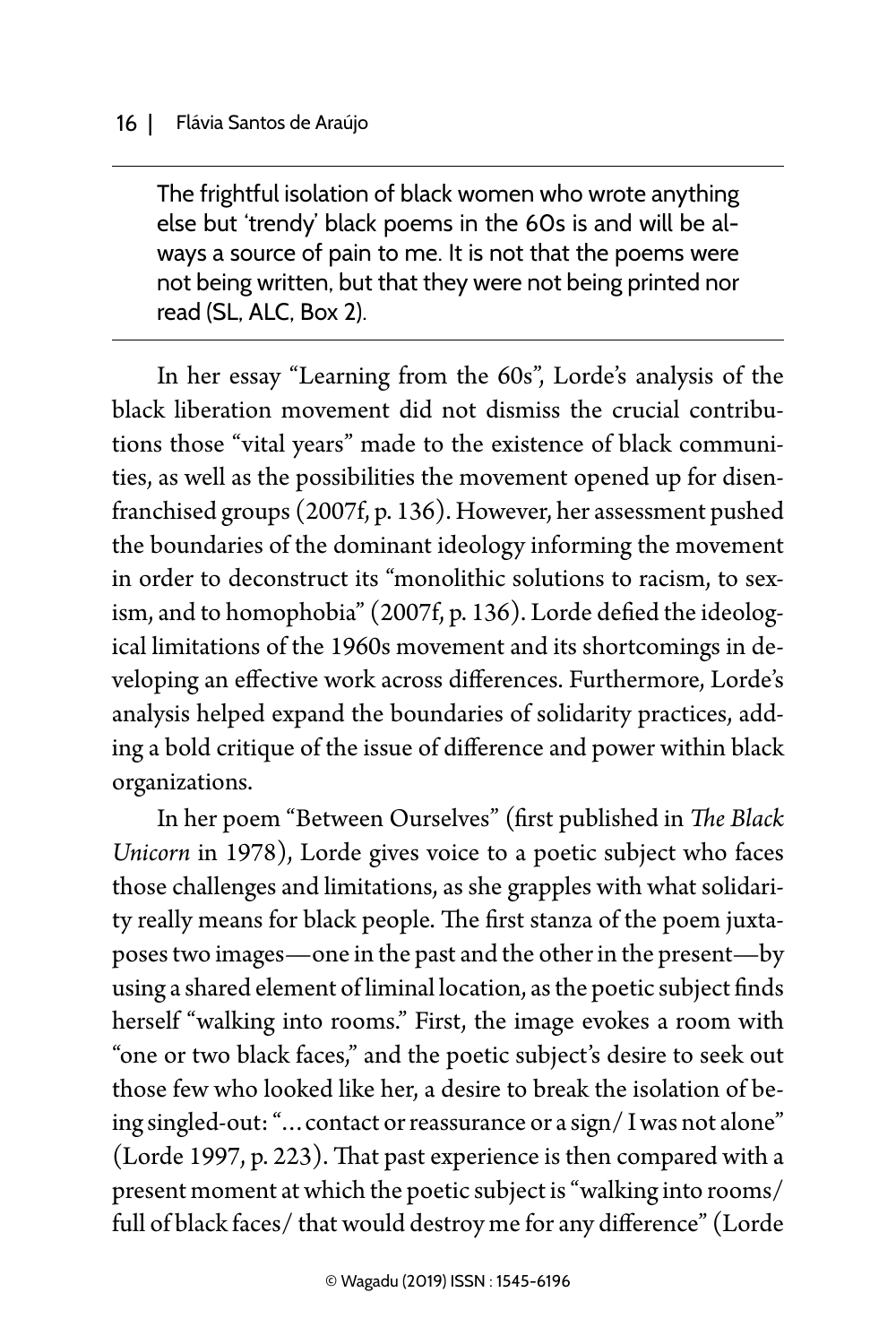> The frightful isolation of black women who wrote anything else but 'trendy' black poems in the 60s is and will be always a source of pain to me. It is not that the poems were not being written, but that they were not being printed nor read (SL, ALC, Box 2).

In her essay "Learning from the 60s", Lorde's analysis of the black liberation movement did not dismiss the crucial contributions those "vital years" made to the existence of black communities, as well as the possibilities the movement opened up for disenfranchised groups (2007f, p. 136). However, her assessment pushed the boundaries of the dominant ideology informing the movement in order to deconstruct its "monolithic solutions to racism, to sexism, and to homophobia" (2007f, p. 136). Lorde defied the ideological limitations of the 1960s movement and its shortcomings in developing an effective work across differences. Furthermore, Lorde's analysis helped expand the boundaries of solidarity practices, adding a bold critique of the issue of difference and power within black organizations.

In her poem "Between Ourselves" (first published in *The Black Unicorn* in 1978), Lorde gives voice to a poetic subject who faces those challenges and limitations, as she grapples with what solidarity really means for black people. The first stanza of the poem juxtaposes two images—one in the past and the other in the present—by using a shared element of liminal location, as the poetic subject finds herself "walking into rooms." First, the image evokes a room with "one or two black faces," and the poetic subject's desire to seek out those few who looked like her, a desire to break the isolation of being singled-out: "…contact or reassurance or a sign/ I was not alone" (Lorde 1997, p. 223). That past experience is then compared with a present moment at which the poetic subject is "walking into rooms/ full of black faces/ that would destroy me for any difference" (Lorde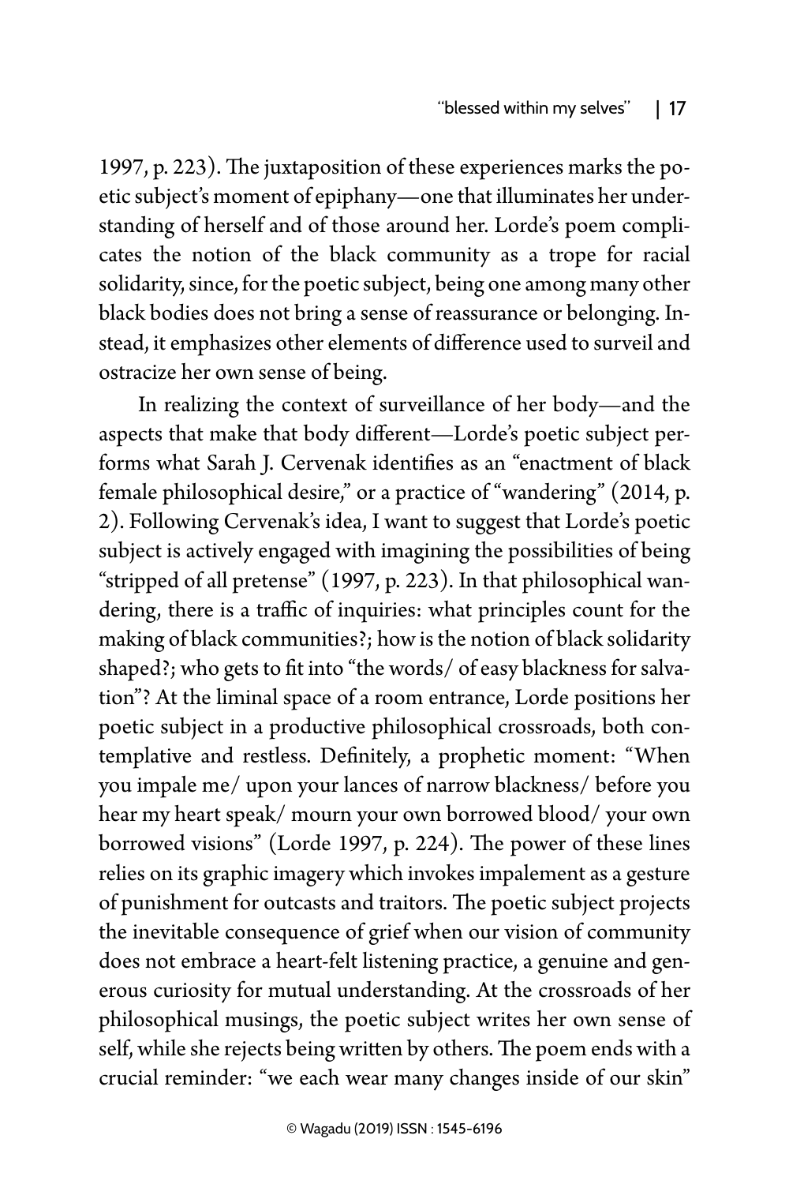1997, p. 223). The juxtaposition of these experiences marks the poetic subject's moment of epiphany—one that illuminates her understanding of herself and of those around her. Lorde's poem complicates the notion of the black community as a trope for racial solidarity, since, for the poetic subject, being one among many other black bodies does not bring a sense of reassurance or belonging. Instead, it emphasizes other elements of difference used to surveil and ostracize her own sense of being.

In realizing the context of surveillance of her body—and the aspects that make that body different—Lorde's poetic subject performs what Sarah J. Cervenak identifies as an "enactment of black female philosophical desire," or a practice of "wandering" (2014, p. 2). Following Cervenak's idea, I want to suggest that Lorde's poetic subject is actively engaged with imagining the possibilities of being "stripped of all pretense" (1997, p. 223). In that philosophical wandering, there is a traffic of inquiries: what principles count for the making of black communities?; how is the notion of black solidarity shaped?; who gets to fit into "the words/ of easy blackness for salvation"? At the liminal space of a room entrance, Lorde positions her poetic subject in a productive philosophical crossroads, both contemplative and restless. Definitely, a prophetic moment: "When you impale me/ upon your lances of narrow blackness/ before you hear my heart speak/ mourn your own borrowed blood/ your own borrowed visions" (Lorde 1997, p. 224). The power of these lines relies on its graphic imagery which invokes impalement as a gesture of punishment for outcasts and traitors. The poetic subject projects the inevitable consequence of grief when our vision of community does not embrace a heart-felt listening practice, a genuine and generous curiosity for mutual understanding. At the crossroads of her philosophical musings, the poetic subject writes her own sense of self, while she rejects being written by others. The poem ends with a crucial reminder: "we each wear many changes inside of our skin"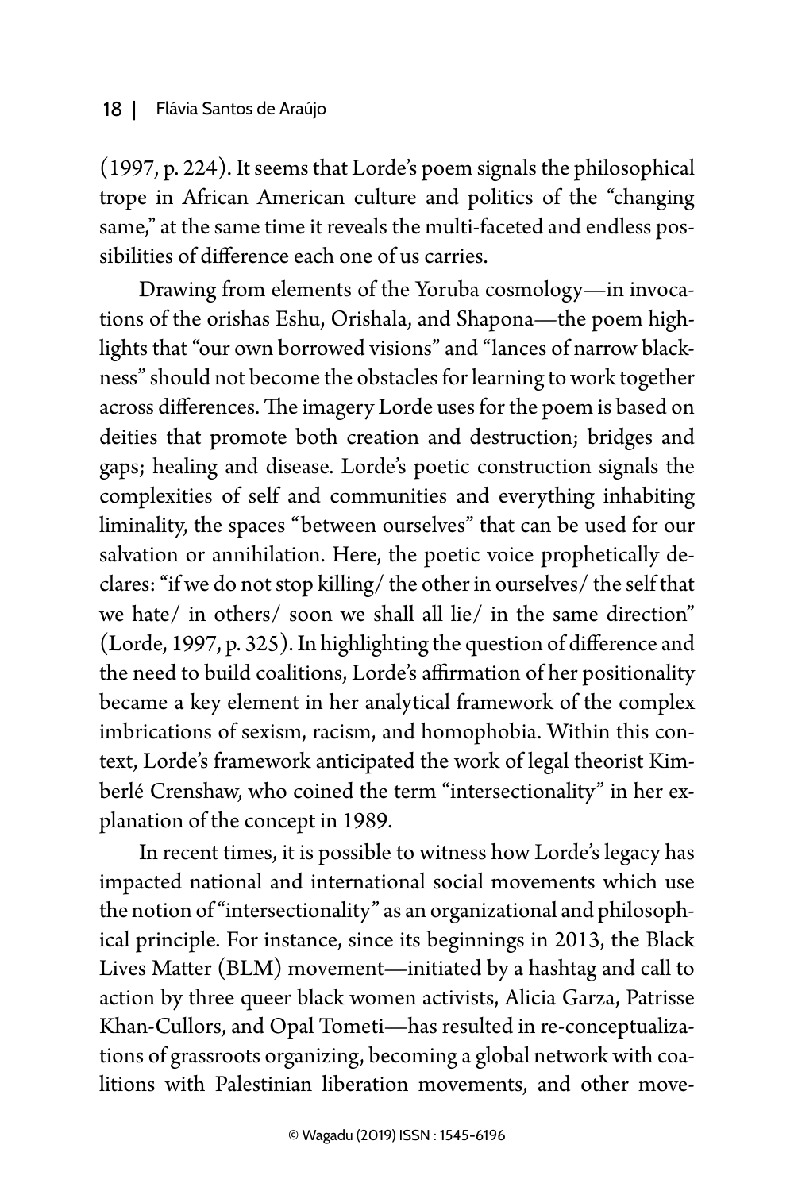(1997, p. 224). It seems that Lorde's poem signals the philosophical trope in African American culture and politics of the "changing same," at the same time it reveals the multi-faceted and endless possibilities of difference each one of us carries.

Drawing from elements of the Yoruba cosmology—in invocations of the orishas Eshu, Orishala, and Shapona—the poem highlights that "our own borrowed visions" and "lances of narrow blackness" should not become the obstacles for learning to work together across differences. The imagery Lorde uses for the poem is based on deities that promote both creation and destruction; bridges and gaps; healing and disease. Lorde's poetic construction signals the complexities of self and communities and everything inhabiting liminality, the spaces "between ourselves" that can be used for our salvation or annihilation. Here, the poetic voice prophetically declares: "if we do not stop killing/ the other in ourselves/ the self that we hate/ in others/ soon we shall all lie/ in the same direction" (Lorde, 1997, p. 325). In highlighting the question of difference and the need to build coalitions, Lorde's affirmation of her positionality became a key element in her analytical framework of the complex imbrications of sexism, racism, and homophobia. Within this context, Lorde's framework anticipated the work of legal theorist Kimberlé Crenshaw, who coined the term "intersectionality" in her explanation of the concept in 1989.

In recent times, it is possible to witness how Lorde's legacy has impacted national and international social movements which use the notion of "intersectionality" as an organizational and philosophical principle. For instance, since its beginnings in 2013, the Black Lives Matter (BLM) movement—initiated by a hashtag and call to action by three queer black women activists, Alicia Garza, Patrisse Khan-Cullors, and Opal Tometi—has resulted in re-conceptualizations of grassroots organizing, becoming a global network with coalitions with Palestinian liberation movements, and other move-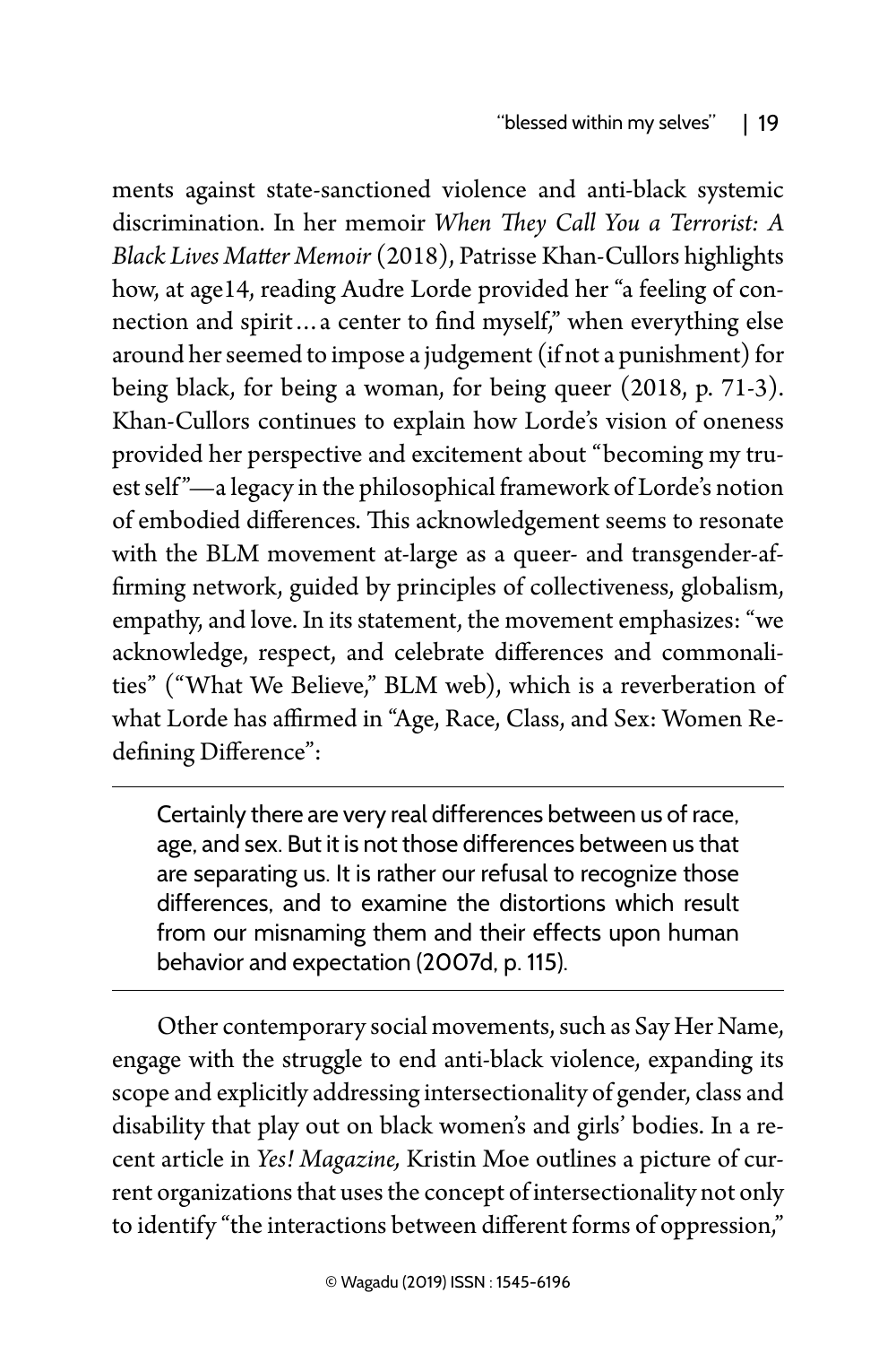ments against state-sanctioned violence and anti-black systemic discrimination. In her memoir *When They Call You a Terrorist: A Black Lives Matter Memoir* (2018), Patrisse Khan-Cullors highlights how, at age14, reading Audre Lorde provided her "a feeling of connection and spirit…a center to find myself," when everything else around her seemed to impose a judgement (if not a punishment) for being black, for being a woman, for being queer (2018, p. 71-3). Khan-Cullors continues to explain how Lorde's vision of oneness provided her perspective and excitement about "becoming my truest self"—a legacy in the philosophical framework of Lorde's notion of embodied differences. This acknowledgement seems to resonate with the BLM movement at-large as a queer- and transgender-affirming network, guided by principles of collectiveness, globalism, empathy, and love. In its statement, the movement emphasizes: "we acknowledge, respect, and celebrate differences and commonalities" ("What We Believe," BLM web), which is a reverberation of what Lorde has affirmed in "Age, Race, Class, and Sex: Women Redefining Difference":

> Certainly there are very real differences between us of race, age, and sex. But it is not those differences between us that are separating us. It is rather our refusal to recognize those differences, and to examine the distortions which result from our misnaming them and their effects upon human behavior and expectation (2007d, p. 115).

Other contemporary social movements, such as Say Her Name, engage with the struggle to end anti-black violence, expanding its scope and explicitly addressing intersectionality of gender, class and disability that play out on black women's and girls' bodies. In a recent article in *Yes! Magazine,* Kristin Moe outlines a picture of current organizations that uses the concept of intersectionality not only to identify "the interactions between different forms of oppression,"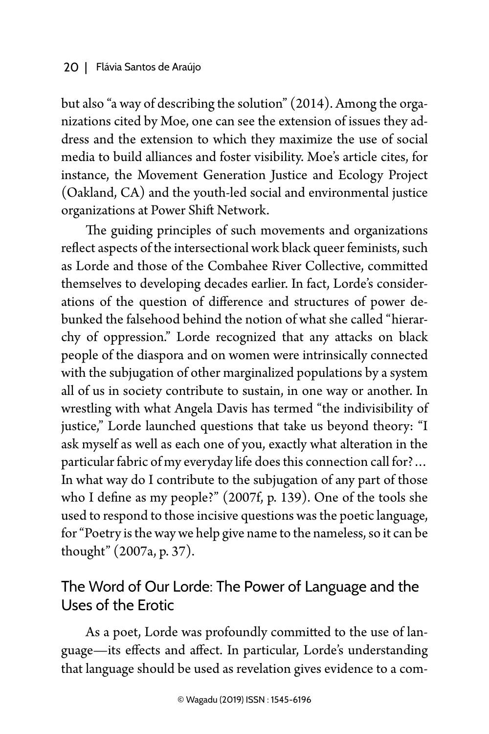but also "a way of describing the solution" (2014). Among the organizations cited by Moe, one can see the extension of issues they address and the extension to which they maximize the use of social media to build alliances and foster visibility. Moe's article cites, for instance, the Movement Generation Justice and Ecology Project (Oakland, CA) and the youth-led social and environmental justice organizations at Power Shift Network.

The guiding principles of such movements and organizations reflect aspects of the intersectional work black queer feminists, such as Lorde and those of the Combahee River Collective, committed themselves to developing decades earlier. In fact, Lorde's considerations of the question of difference and structures of power debunked the falsehood behind the notion of what she called "hierarchy of oppression." Lorde recognized that any attacks on black people of the diaspora and on women were intrinsically connected with the subjugation of other marginalized populations by a system all of us in society contribute to sustain, in one way or another. In wrestling with what Angela Davis has termed "the indivisibility of justice," Lorde launched questions that take us beyond theory: "I ask myself as well as each one of you, exactly what alteration in the particular fabric of my everyday life does this connection call for?... In what way do I contribute to the subjugation of any part of those who I define as my people?" (2007f, p. 139). One of the tools she used to respond to those incisive questions was the poetic language, for "Poetry is the way we help give name to the nameless, so it can be thought" (2007a, p. 37).

## The Word of Our Lorde: The Power of Language and the Uses of the Erotic

As a poet, Lorde was profoundly committed to the use of language—its effects and affect. In particular, Lorde's understanding that language should be used as revelation gives evidence to a com-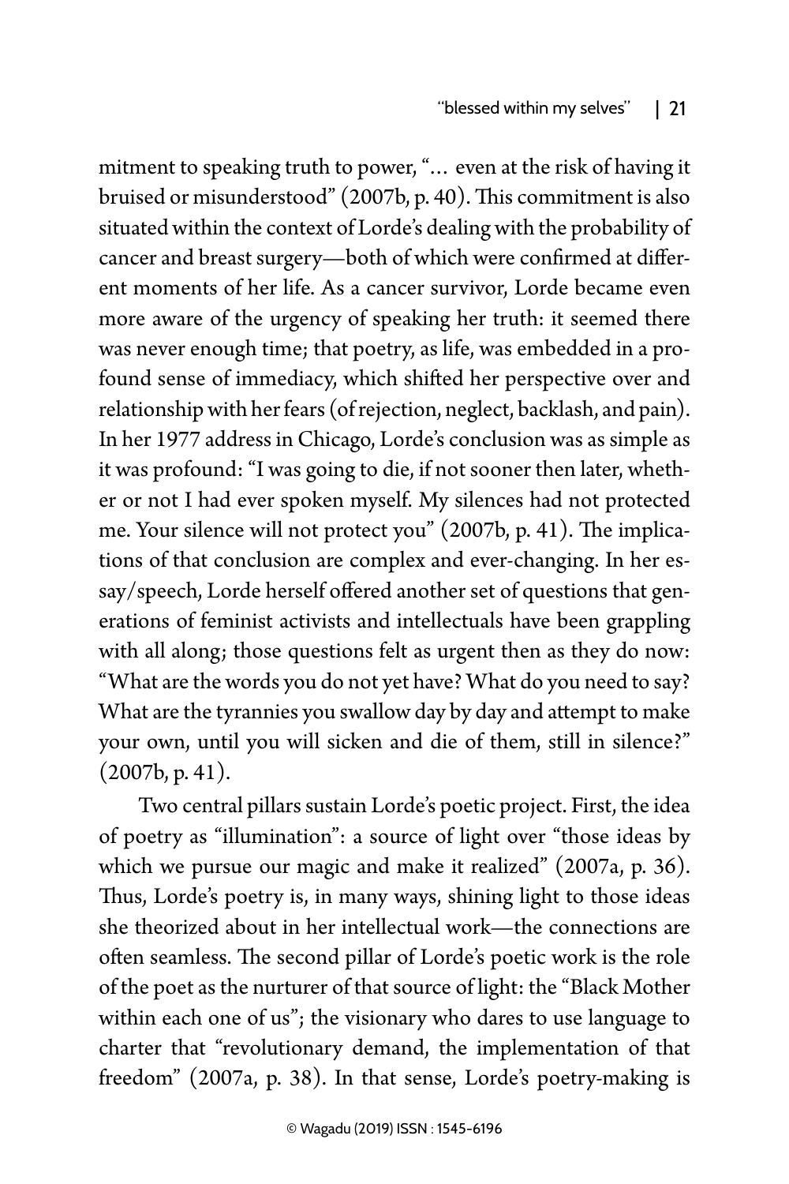mitment to speaking truth to power, "… even at the risk of having it bruised or misunderstood" (2007b, p. 40). This commitment is also situated within the context of Lorde's dealing with the probability of cancer and breast surgery—both of which were confirmed at different moments of her life. As a cancer survivor, Lorde became even more aware of the urgency of speaking her truth: it seemed there was never enough time; that poetry, as life, was embedded in a profound sense of immediacy, which shifted her perspective over and relationship with her fears (of rejection, neglect, backlash, and pain). In her 1977 address in Chicago, Lorde's conclusion was as simple as it was profound: "I was going to die, if not sooner then later, whether or not I had ever spoken myself. My silences had not protected me. Your silence will not protect you" (2007b, p. 41). The implications of that conclusion are complex and ever-changing. In her essay/speech, Lorde herself offered another set of questions that generations of feminist activists and intellectuals have been grappling with all along; those questions felt as urgent then as they do now: "What are the words you do not yet have? What do you need to say? What are the tyrannies you swallow day by day and attempt to make your own, until you will sicken and die of them, still in silence?" (2007b, p. 41).

Two central pillars sustain Lorde's poetic project. First, the idea of poetry as "illumination": a source of light over "those ideas by which we pursue our magic and make it realized" (2007a, p. 36). Thus, Lorde's poetry is, in many ways, shining light to those ideas she theorized about in her intellectual work—the connections are often seamless. The second pillar of Lorde's poetic work is the role of the poet as the nurturer of that source of light: the "Black Mother within each one of us"; the visionary who dares to use language to charter that "revolutionary demand, the implementation of that freedom" (2007a, p. 38). In that sense, Lorde's poetry-making is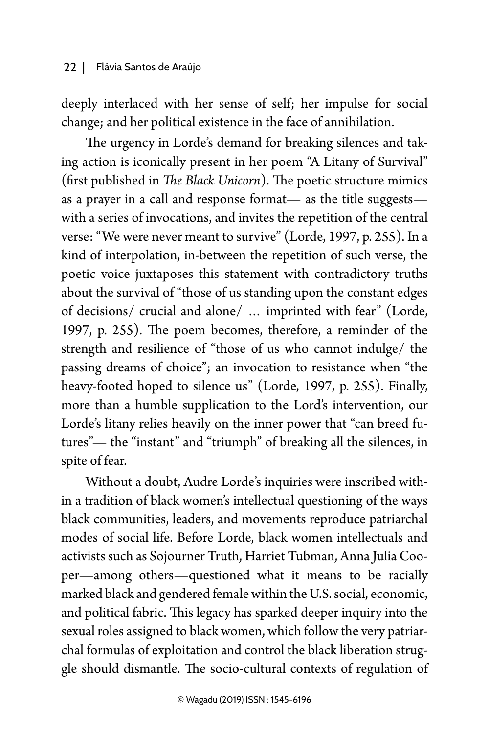deeply interlaced with her sense of self; her impulse for social change; and her political existence in the face of annihilation.

The urgency in Lorde's demand for breaking silences and taking action is iconically present in her poem "A Litany of Survival" (first published in *The Black Unicorn*). The poetic structure mimics as a prayer in a call and response format— as the title suggests— with a series of invocations, and invites the repetition of the central verse: "We were never meant to survive" (Lorde, 1997, p. 255). In a kind of interpolation, in-between the repetition of such verse, the poetic voice juxtaposes this statement with contradictory truths about the survival of "those of us standing upon the constant edges of decisions/ crucial and alone/ … imprinted with fear" (Lorde, 1997, p. 255). The poem becomes, therefore, a reminder of the strength and resilience of "those of us who cannot indulge/ the passing dreams of choice"; an invocation to resistance when "the heavy-footed hoped to silence us" (Lorde, 1997, p. 255). Finally, more than a humble supplication to the Lord's intervention, our Lorde's litany relies heavily on the inner power that "can breed futures"— the "instant" and "triumph" of breaking all the silences, in spite of fear.

Without a doubt, Audre Lorde's inquiries were inscribed within a tradition of black women's intellectual questioning of the ways black communities, leaders, and movements reproduce patriarchal modes of social life. Before Lorde, black women intellectuals and activists such as Sojourner Truth, Harriet Tubman, Anna Julia Cooper—among others—questioned what it means to be racially marked black and gendered female within the U.S. social, economic, and political fabric. This legacy has sparked deeper inquiry into the sexual roles assigned to black women, which follow the very patriarchal formulas of exploitation and control the black liberation struggle should dismantle. The socio-cultural contexts of regulation of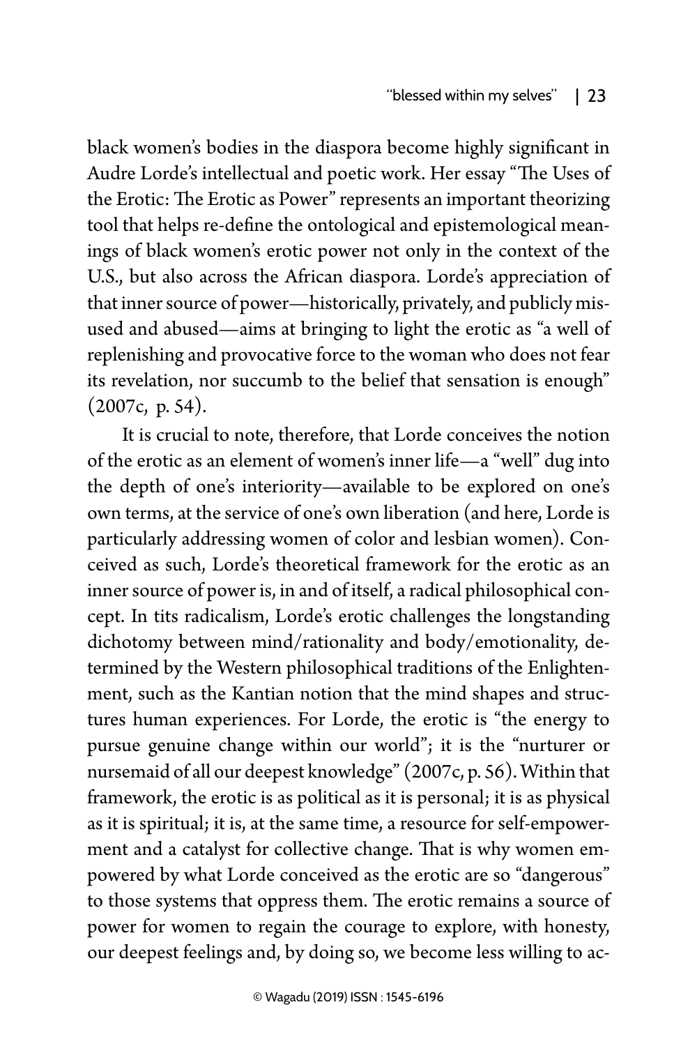black women's bodies in the diaspora become highly significant in Audre Lorde's intellectual and poetic work. Her essay "The Uses of the Erotic: The Erotic as Power" represents an important theorizing tool that helps re-define the ontological and epistemological meanings of black women's erotic power not only in the context of the U.S., but also across the African diaspora. Lorde's appreciation of that inner source of power—historically, privately, and publicly misused and abused—aims at bringing to light the erotic as "a well of replenishing and provocative force to the woman who does not fear its revelation, nor succumb to the belief that sensation is enough" (2007c, p. 54).

It is crucial to note, therefore, that Lorde conceives the notion of the erotic as an element of women's inner life—a "well" dug into the depth of one's interiority—available to be explored on one's own terms, at the service of one's own liberation (and here, Lorde is particularly addressing women of color and lesbian women). Conceived as such, Lorde's theoretical framework for the erotic as an inner source of power is, in and of itself, a radical philosophical concept. In tits radicalism, Lorde's erotic challenges the longstanding dichotomy between mind/rationality and body/emotionality, determined by the Western philosophical traditions of the Enlightenment, such as the Kantian notion that the mind shapes and structures human experiences. For Lorde, the erotic is "the energy to pursue genuine change within our world"; it is the "nurturer or nursemaid of all our deepest knowledge" (2007c, p. 56). Within that framework, the erotic is as political as it is personal; it is as physical as it is spiritual; it is, at the same time, a resource for self-empowerment and a catalyst for collective change. That is why women empowered by what Lorde conceived as the erotic are so "dangerous" to those systems that oppress them. The erotic remains a source of power for women to regain the courage to explore, with honesty, our deepest feelings and, by doing so, we become less willing to ac-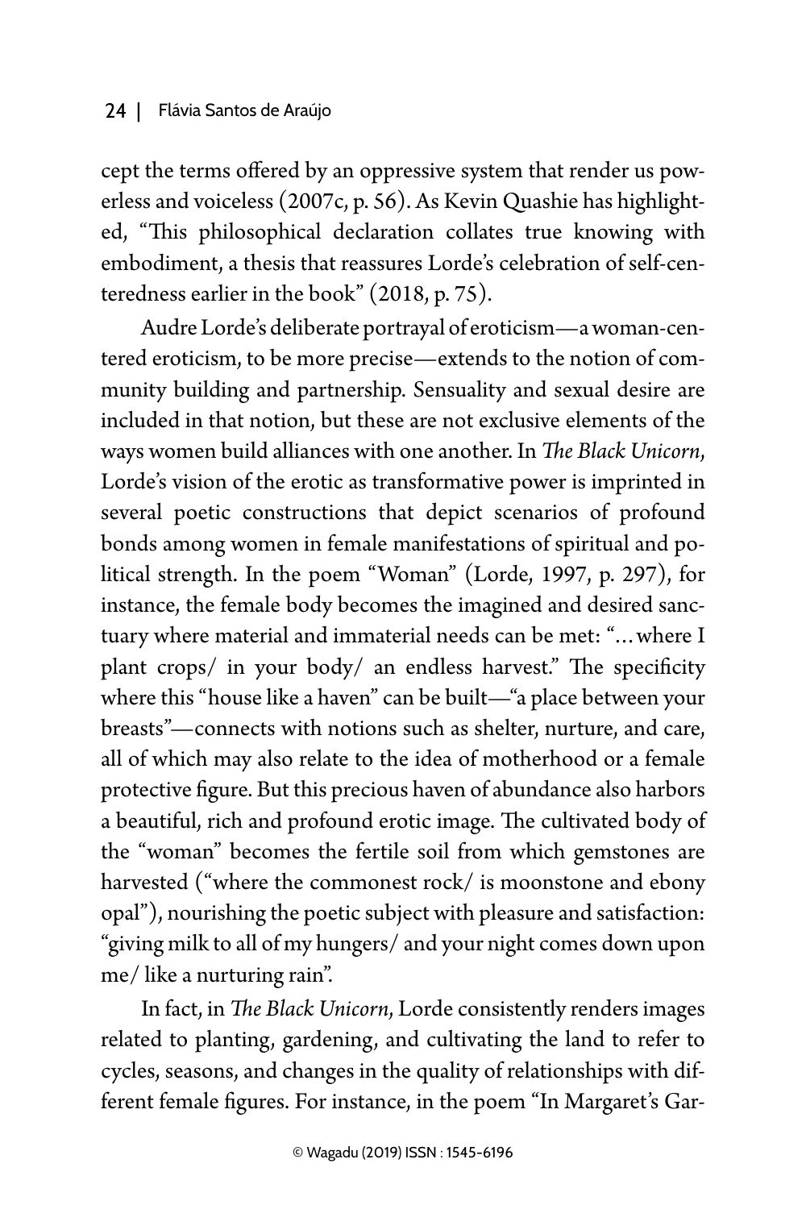cept the terms offered by an oppressive system that render us powerless and voiceless (2007c, p. 56). As Kevin Quashie has highlighted, "This philosophical declaration collates true knowing with embodiment, a thesis that reassures Lorde's celebration of self-centeredness earlier in the book" (2018, p. 75).

Audre Lorde's deliberate portrayal of eroticism—a woman-centered eroticism, to be more precise—extends to the notion of community building and partnership. Sensuality and sexual desire are included in that notion, but these are not exclusive elements of the ways women build alliances with one another. In *The Black Unicorn*, Lorde's vision of the erotic as transformative power is imprinted in several poetic constructions that depict scenarios of profound bonds among women in female manifestations of spiritual and political strength. In the poem "Woman" (Lorde, 1997, p. 297), for instance, the female body becomes the imagined and desired sanctuary where material and immaterial needs can be met: "…where I plant crops/ in your body/ an endless harvest." The specificity where this "house like a haven" can be built—"a place between your breasts"—connects with notions such as shelter, nurture, and care, all of which may also relate to the idea of motherhood or a female protective figure. But this precious haven of abundance also harbors a beautiful, rich and profound erotic image. The cultivated body of the "woman" becomes the fertile soil from which gemstones are harvested ("where the commonest rock/ is moonstone and ebony opal"), nourishing the poetic subject with pleasure and satisfaction: "giving milk to all of my hungers/ and your night comes down upon me/ like a nurturing rain".

In fact, in *The Black Unicorn*, Lorde consistently renders images related to planting, gardening, and cultivating the land to refer to cycles, seasons, and changes in the quality of relationships with different female figures. For instance, in the poem "In Margaret's Gar-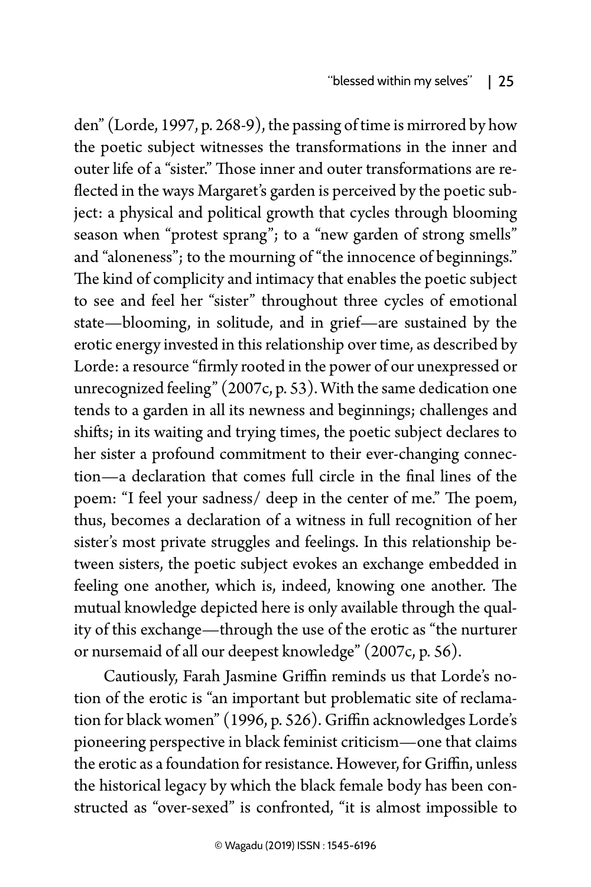den" (Lorde, 1997, p. 268-9), the passing of time is mirrored by how the poetic subject witnesses the transformations in the inner and outer life of a "sister." Those inner and outer transformations are reflected in the ways Margaret's garden is perceived by the poetic subject: a physical and political growth that cycles through blooming season when "protest sprang"; to a "new garden of strong smells" and "aloneness"; to the mourning of "the innocence of beginnings." The kind of complicity and intimacy that enables the poetic subject to see and feel her "sister" throughout three cycles of emotional state—blooming, in solitude, and in grief—are sustained by the erotic energy invested in this relationship over time, as described by Lorde: a resource "firmly rooted in the power of our unexpressed or unrecognized feeling" (2007c, p. 53). With the same dedication one tends to a garden in all its newness and beginnings; challenges and shifts; in its waiting and trying times, the poetic subject declares to her sister a profound commitment to their ever-changing connection—a declaration that comes full circle in the final lines of the poem: "I feel your sadness/ deep in the center of me." The poem, thus, becomes a declaration of a witness in full recognition of her sister's most private struggles and feelings. In this relationship between sisters, the poetic subject evokes an exchange embedded in feeling one another, which is, indeed, knowing one another. The mutual knowledge depicted here is only available through the quality of this exchange—through the use of the erotic as "the nurturer or nursemaid of all our deepest knowledge" (2007c, p. 56).

Cautiously, Farah Jasmine Griffin reminds us that Lorde's notion of the erotic is "an important but problematic site of reclamation for black women" (1996, p. 526). Griffin acknowledges Lorde's pioneering perspective in black feminist criticism—one that claims the erotic as a foundation for resistance. However, for Griffin, unless the historical legacy by which the black female body has been constructed as "over-sexed" is confronted, "it is almost impossible to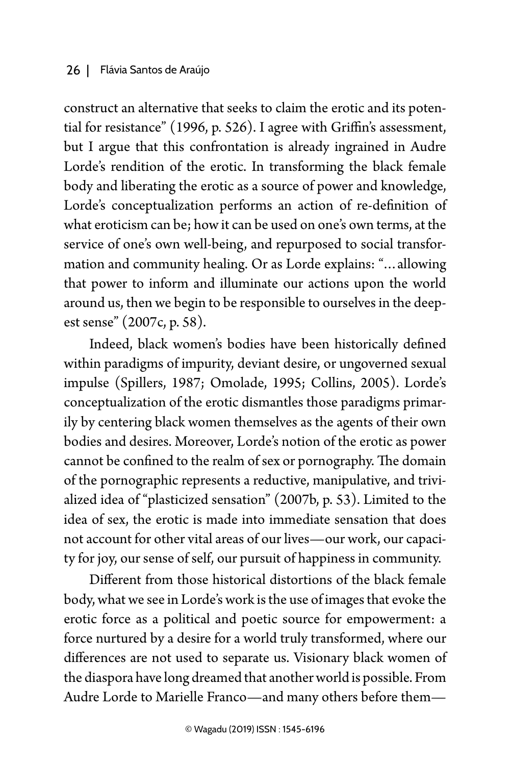construct an alternative that seeks to claim the erotic and its potential for resistance" (1996, p. 526). I agree with Griffin's assessment, but I argue that this confrontation is already ingrained in Audre Lorde's rendition of the erotic. In transforming the black female body and liberating the erotic as a source of power and knowledge, Lorde's conceptualization performs an action of re-definition of what eroticism can be; how it can be used on one's own terms, at the service of one's own well-being, and repurposed to social transformation and community healing. Or as Lorde explains: "… allowing that power to inform and illuminate our actions upon the world around us, then we begin to be responsible to ourselves in the deepest sense" (2007c, p. 58).

Indeed, black women's bodies have been historically defined within paradigms of impurity, deviant desire, or ungoverned sexual impulse (Spillers, 1987; Omolade, 1995; Collins, 2005). Lorde's conceptualization of the erotic dismantles those paradigms primarily by centering black women themselves as the agents of their own bodies and desires. Moreover, Lorde's notion of the erotic as power cannot be confined to the realm of sex or pornography. The domain of the pornographic represents a reductive, manipulative, and trivialized idea of "plasticized sensation" (2007b, p. 53). Limited to the idea of sex, the erotic is made into immediate sensation that does not account for other vital areas of our lives—our work, our capacity for joy, our sense of self, our pursuit of happiness in community.

Different from those historical distortions of the black female body, what we see in Lorde's work is the use of images that evoke the erotic force as a political and poetic source for empowerment: a force nurtured by a desire for a world truly transformed, where our differences are not used to separate us. Visionary black women of the diaspora have long dreamed that another world is possible. From Audre Lorde to Marielle Franco—and many others before them—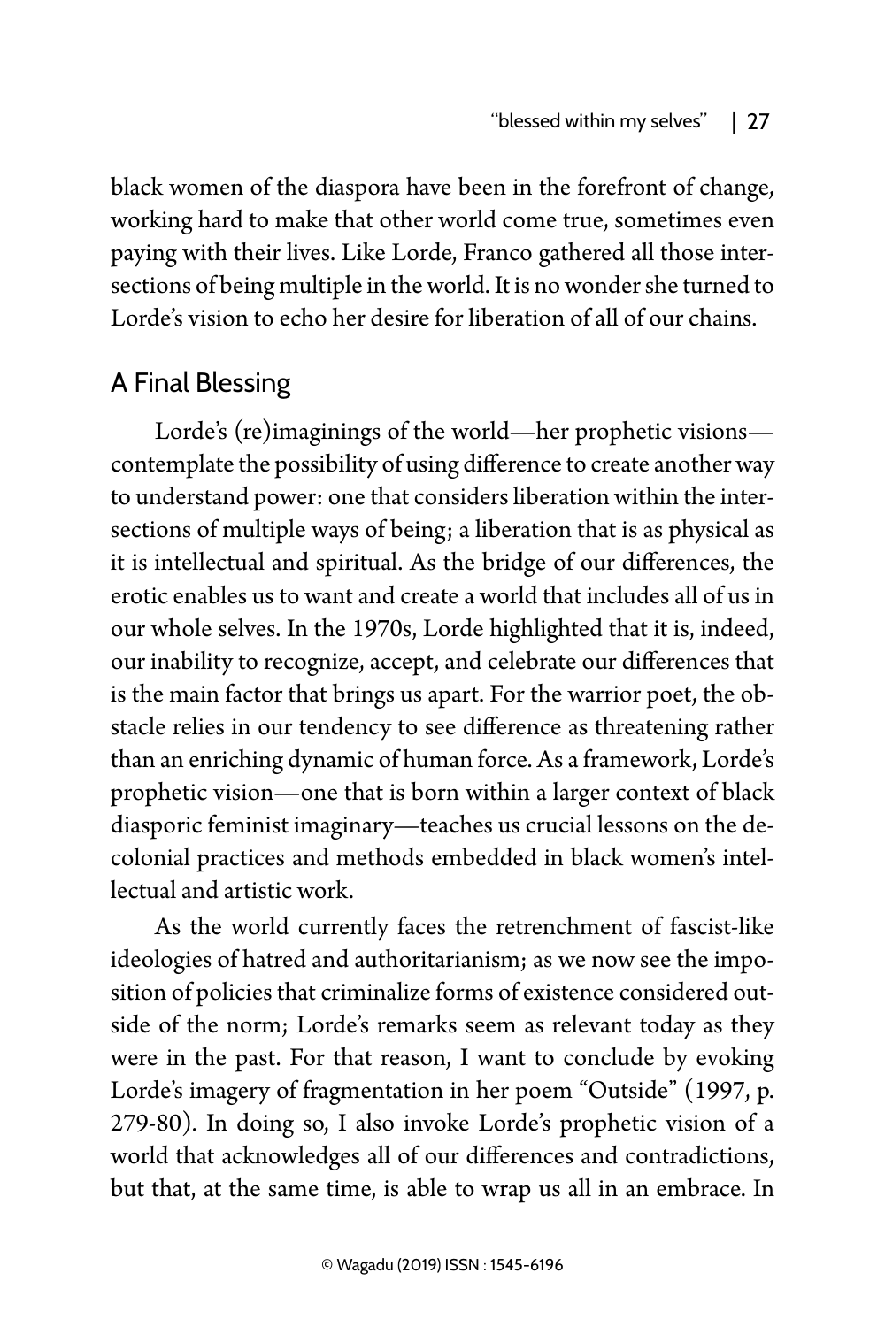black women of the diaspora have been in the forefront of change, working hard to make that other world come true, sometimes even paying with their lives. Like Lorde, Franco gathered all those intersections of being multiple in the world. It is no wonder she turned to Lorde's vision to echo her desire for liberation of all of our chains.

## A Final Blessing

Lorde's (re)imaginings of the world—her prophetic visions—contemplate the possibility of using difference to create another way to understand power: one that considers liberation within the intersections of multiple ways of being; a liberation that is as physical as it is intellectual and spiritual. As the bridge of our differences, the erotic enables us to want and create a world that includes all of us in our whole selves. In the 1970s, Lorde highlighted that it is, indeed, our inability to recognize, accept, and celebrate our differences that is the main factor that brings us apart. For the warrior poet, the obstacle relies in our tendency to see difference as threatening rather than an enriching dynamic of human force. As a framework, Lorde's prophetic vision—one that is born within a larger context of black diasporic feminist imaginary—teaches us crucial lessons on the decolonial practices and methods embedded in black women's intellectual and artistic work.

As the world currently faces the retrenchment of fascist-like ideologies of hatred and authoritarianism; as we now see the imposition of policies that criminalize forms of existence considered outside of the norm; Lorde's remarks seem as relevant today as they were in the past. For that reason, I want to conclude by evoking Lorde's imagery of fragmentation in her poem "Outside" (1997, p. 279-80). In doing so, I also invoke Lorde's prophetic vision of a world that acknowledges all of our differences and contradictions, but that, at the same time, is able to wrap us all in an embrace. In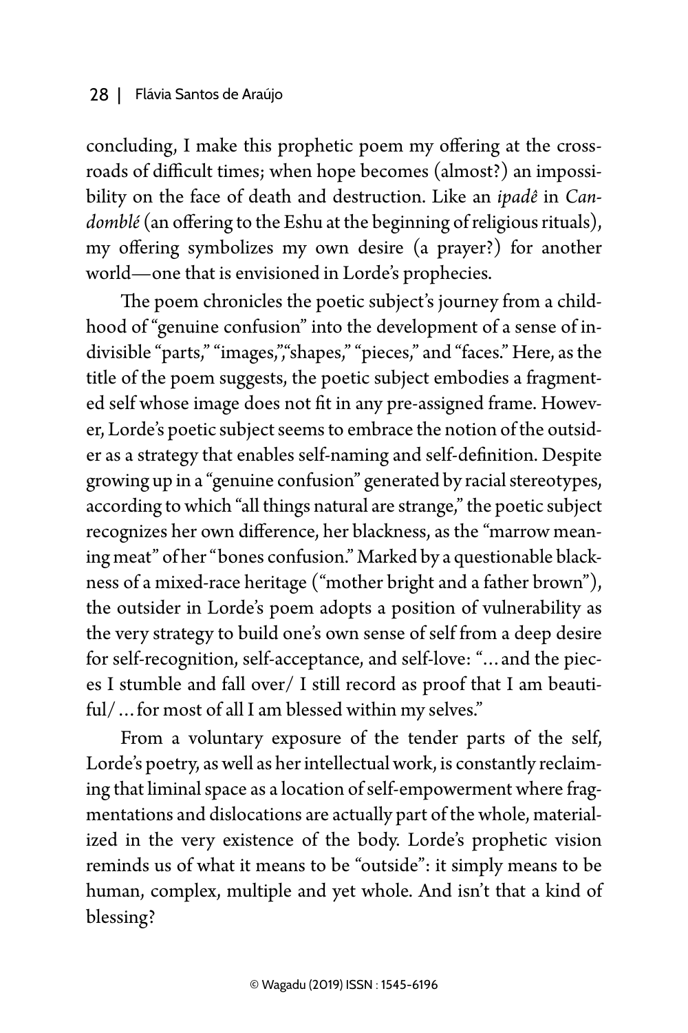concluding, I make this prophetic poem my offering at the crossroads of difficult times; when hope becomes (almost?) an impossibility on the face of death and destruction. Like an *ipadê* in *Candomblé* (an offering to the Eshu at the beginning of religious rituals), my offering symbolizes my own desire (a prayer?) for another world—one that is envisioned in Lorde's prophecies.

The poem chronicles the poetic subject's journey from a childhood of "genuine confusion" into the development of a sense of indivisible "parts," "images,""shapes," "pieces," and "faces." Here, as the title of the poem suggests, the poetic subject embodies a fragmented self whose image does not fit in any pre-assigned frame. However, Lorde's poetic subject seems to embrace the notion of the outsider as a strategy that enables self-naming and self-definition. Despite growing up in a "genuine confusion" generated by racial stereotypes, according to which "all things natural are strange," the poetic subject recognizes her own difference, her blackness, as the "marrow meaning meat" of her "bones confusion." Marked by a questionable blackness of a mixed-race heritage ("mother bright and a father brown"), the outsider in Lorde's poem adopts a position of vulnerability as the very strategy to build one's own sense of self from a deep desire for self-recognition, self-acceptance, and self-love: "…and the pieces I stumble and fall over/ I still record as proof that I am beautiful/…for most of all I am blessed within my selves."

From a voluntary exposure of the tender parts of the self, Lorde's poetry, as well as her intellectual work, is constantly reclaiming that liminal space as a location of self-empowerment where fragmentations and dislocations are actually part of the whole, materialized in the very existence of the body. Lorde's prophetic vision reminds us of what it means to be "outside": it simply means to be human, complex, multiple and yet whole. And isn't that a kind of blessing?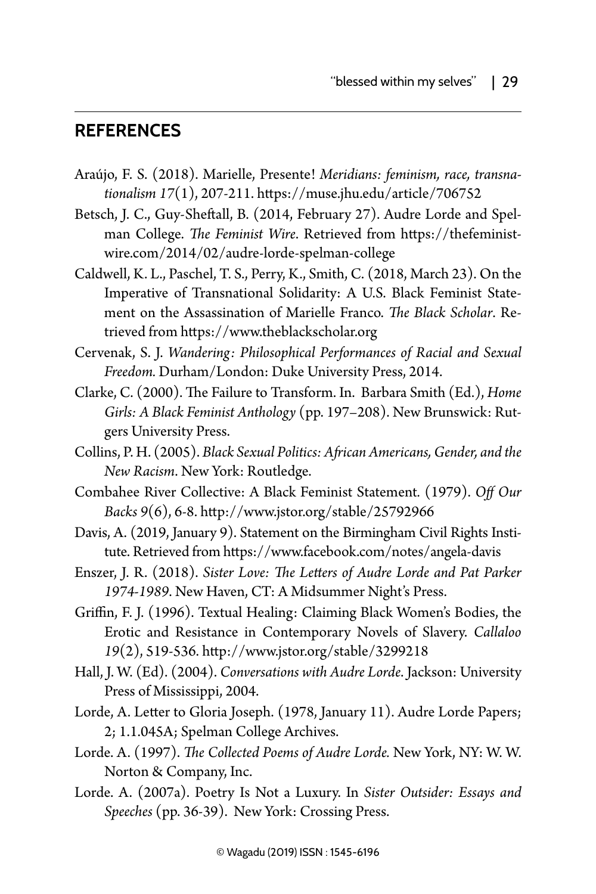## REFERENCES

Araújo, F. S. (2018). Marielle, Presente! *Meridians: feminism, race, transnationalism 17*(1), 207-211. https://muse.jhu.edu/article/706752

Betsch, J. C., Guy-Sheftall, B. (2014, February 27). Audre Lorde and Spelman College. *The Feminist Wire*. Retrieved from https://thefeministwire.com/2014/02/audre-lorde-spelman-college

Caldwell, K. L., Paschel, T. S., Perry, K., Smith, C. (2018, March 23). On the Imperative of Transnational Solidarity: A U.S. Black Feminist Statement on the Assassination of Marielle Franco. *The Black Scholar*. Retrieved from https://www.theblackscholar.org

Cervenak, S. J. *Wandering: Philosophical Performances of Racial and Sexual Freedom.* Durham/London: Duke University Press, 2014.

Clarke, C. (2000). The Failure to Transform. In. Barbara Smith (Ed.), *Home Girls: A Black Feminist Anthology* (pp. 197–208). New Brunswick: Rutgers University Press.

Collins, P. H. (2005). *Black Sexual Politics: African Americans, Gender, and the New Racism*. New York: Routledge.

Combahee River Collective: A Black Feminist Statement. (1979). *Off Our Backs 9*(6), 6-8. http://www.jstor.org/stable/25792966

Davis, A. (2019, January 9). Statement on the Birmingham Civil Rights Institute. Retrieved from https://www.facebook.com/notes/angela-davis

Enszer, J. R. (2018). *Sister Love: The Letters of Audre Lorde and Pat Parker 1974-1989.* New Haven, CT: A Midsummer Night's Press.

Griffin, F. J. (1996). Textual Healing: Claiming Black Women's Bodies, the Erotic and Resistance in Contemporary Novels of Slavery. *Callaloo 19*(2), 519-536. http://www.jstor.org/stable/3299218

Hall, J. W. (Ed). (2004). *Conversations with Audre Lorde*. Jackson: University Press of Mississippi, 2004.

Lorde, A. Letter to Gloria Joseph. (1978, January 11). Audre Lorde Papers; 2; 1.1.045A; Spelman College Archives.

Lorde. A. (1997). *The Collected Poems of Audre Lorde.* New York, NY: W. W. Norton & Company, Inc.

Lorde. A. (2007a). Poetry Is Not a Luxury. In *Sister Outsider: Essays and Speeches* (pp. 36-39). New York: Crossing Press.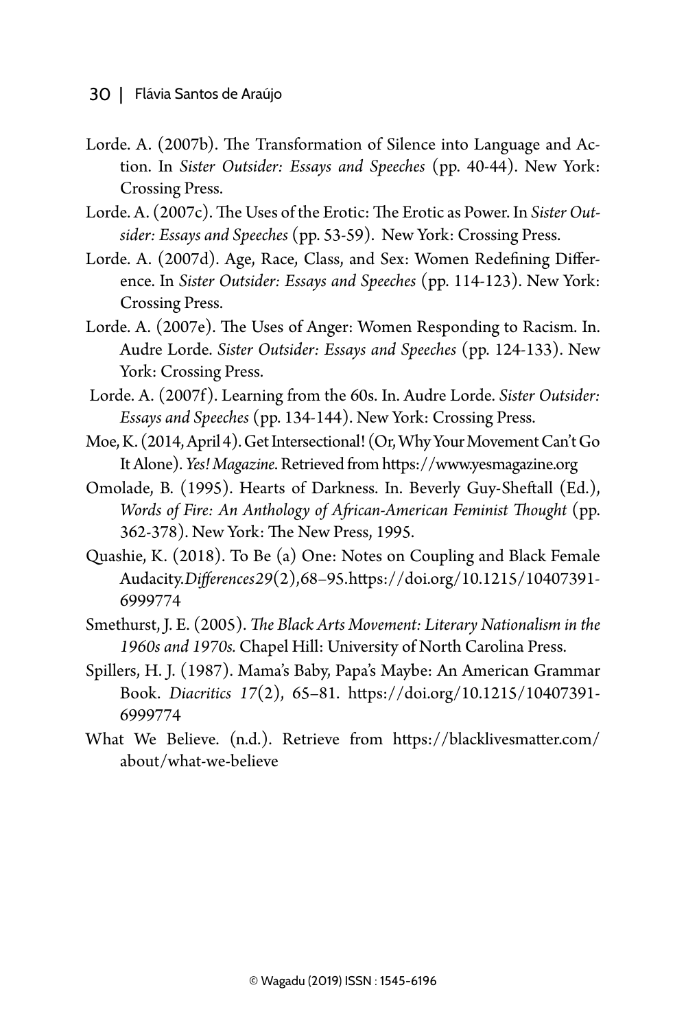Lorde. A. (2007b). The Transformation of Silence into Language and Action. In *Sister Outsider: Essays and Speeches* (pp. 40-44). New York: Crossing Press.

Lorde. A. (2007c). The Uses of the Erotic: The Erotic as Power. In *Sister Outsider: Essays and Speeches* (pp. 53-59). New York: Crossing Press.

Lorde. A. (2007d). Age, Race, Class, and Sex: Women Redefining Difference. In *Sister Outsider: Essays and Speeches* (pp. 114-123). New York: Crossing Press.

Lorde. A. (2007e). The Uses of Anger: Women Responding to Racism. In. Audre Lorde. *Sister Outsider: Essays and Speeches* (pp. 124-133). New York: Crossing Press.

Lorde. A. (2007f). Learning from the 60s. In. Audre Lorde. *Sister Outsider: Essays and Speeches* (pp. 134-144). New York: Crossing Press.

Moe, K. (2014, April 4). Get Intersectional! (Or, Why Your Movement Can't Go It Alone). *Yes! Magazine*. Retrieved from https://www.yesmagazine.org

Omolade, B. (1995). Hearts of Darkness. In. Beverly Guy-Sheftall (Ed.), *Words of Fire: An Anthology of African-American Feminist Thought* (pp. 362-378). New York: The New Press, 1995.

Quashie, K. (2018). To Be (a) One: Notes on Coupling and Black Female Audacity.*Differences*29(2),68–95.https://doi.org/10.1215/10407391-6999774

Smethurst, J. E. (2005). *The Black Arts Movement: Literary Nationalism in the 1960s and 1970s.* Chapel Hill: University of North Carolina Press.

Spillers, H. J. (1987). Mama's Baby, Papa's Maybe: An American Grammar Book. *Diacritics 17*(2), 65–81. https://doi.org/10.1215/10407391-6999774

What We Believe. (n.d.). Retrieve from https://blacklivesmatter.com/about/what-we-believe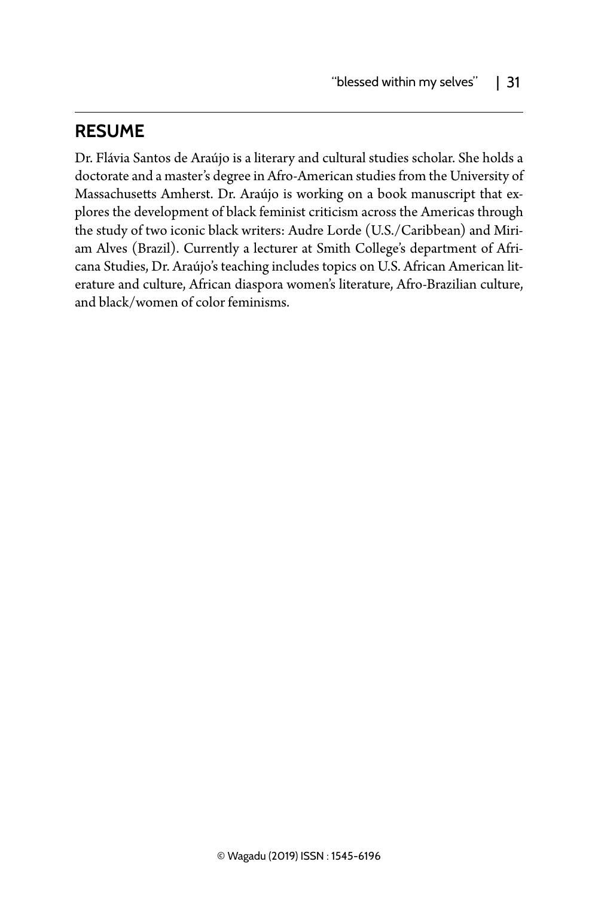## RESUME

Dr. Flávia Santos de Araújo is a literary and cultural studies scholar. She holds a doctorate and a master's degree in Afro-American studies from the University of Massachusetts Amherst. Dr. Araújo is working on a book manuscript that explores the development of black feminist criticism across the Americas through the study of two iconic black writers: Audre Lorde (U.S./Caribbean) and Miriam Alves (Brazil). Currently a lecturer at Smith College's department of Africana Studies, Dr. Araújo's teaching includes topics on U.S. African American literature and culture, African diaspora women's literature, Afro-Brazilian culture, and black/women of color feminisms.